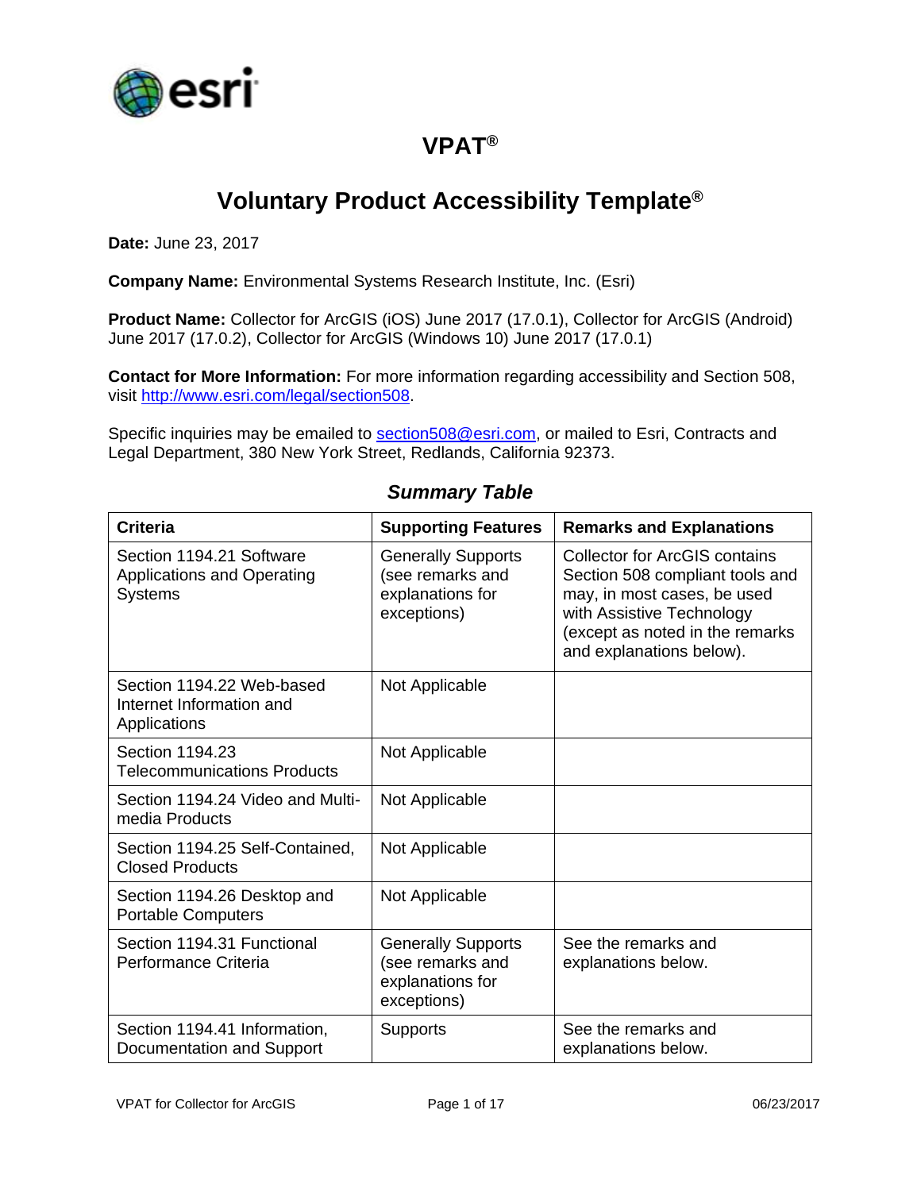# VPAT®

## Voluntary Product Accessibility Template®

**Date:** June 23, 2017

**Company Name:** Environmental Systems Research Institute, Inc. (Esri)

**Product Name:** Collector for ArcGIS (iOS) June 2017 (17.0.1), Collector for ArcGIS (Android) June 2017 (17.0.2), Collector for ArcGIS (Windows 10) June 2017 (17.0.1)

**Contact for More Information:** For more information regarding accessibility and Section 508, visit [http://www.esri.com/legal/section508](http://www.esri.com/legal/section508).

Specific inquiries may be emailed to [section508@esri.com](mailto:section508@esri.com), or mailed to Esri, Contracts and Legal Department, 380 New York Street, Redlands, California 92373.

### *Summary Table*

| Criteria | Supporting Features | Remarks and Explanations |
|---|---|---|
| Section 1194.21 Software Applications and Operating Systems | Generally Supports (see remarks and explanations for exceptions) | Collector for ArcGIS contains Section 508 compliant tools and may, in most cases, be used with Assistive Technology (except as noted in the remarks and explanations below). |
| Section 1194.22 Web-based Internet Information and Applications | Not Applicable | |
| Section 1194.23 Telecommunications Products | Not Applicable | |
| Section 1194.24 Video and Multi-media Products | Not Applicable | |
| Section 1194.25 Self-Contained, Closed Products | Not Applicable | |
| Section 1194.26 Desktop and Portable Computers | Not Applicable | |
| Section 1194.31 Functional Performance Criteria | Generally Supports (see remarks and explanations for exceptions) | See the remarks and explanations below. |
| Section 1194.41 Information, Documentation and Support | Supports | See the remarks and explanations below. |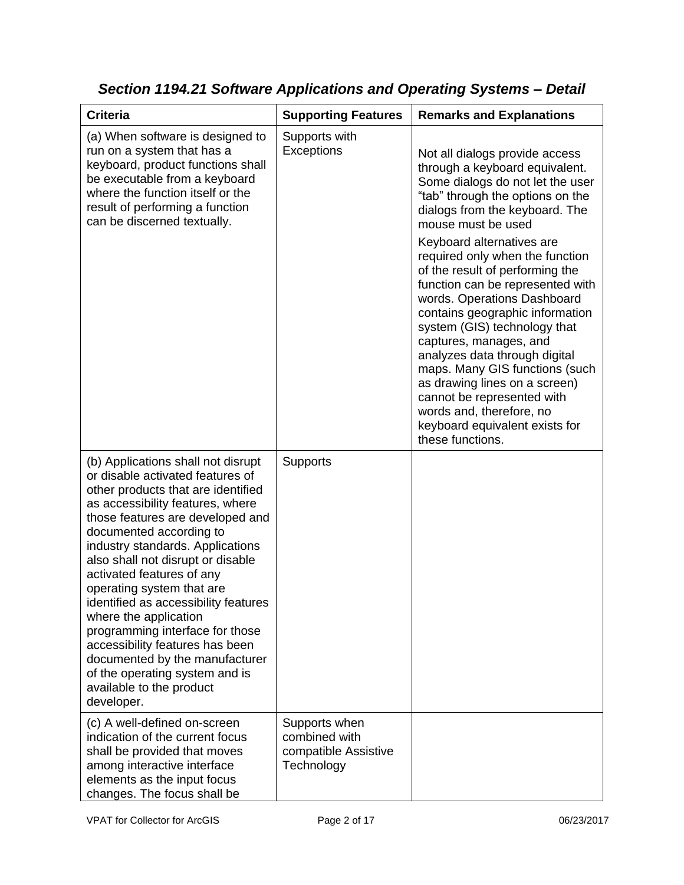### *Section 1194.21 Software Applications and Operating Systems – Detail*

| Criteria | Supporting Features | Remarks and Explanations |
|---|---|---|
| (a) When software is designed to run on a system that has a keyboard, product functions shall be executable from a keyboard where the function itself or the result of performing a function can be discerned textually. | Supports with Exceptions | Not all dialogs provide access through a keyboard equivalent. Some dialogs do not let the user "tab" through the options on the dialogs from the keyboard. The mouse must be used<br><br>Keyboard alternatives are required only when the function of the result of performing the function can be represented with words. Operations Dashboard contains geographic information system (GIS) technology that captures, manages, and analyzes data through digital maps. Many GIS functions (such as drawing lines on a screen) cannot be represented with words and, therefore, no keyboard equivalent exists for these functions. |
| (b) Applications shall not disrupt or disable activated features of other products that are identified as accessibility features, where those features are developed and documented according to industry standards. Applications also shall not disrupt or disable activated features of any operating system that are identified as accessibility features where the application programming interface for those accessibility features has been documented by the manufacturer of the operating system and is available to the product developer. | Supports | |
| (c) A well-defined on-screen indication of the current focus shall be provided that moves among interactive interface elements as the input focus changes. The focus shall be | Supports when combined with compatible Assistive Technology | |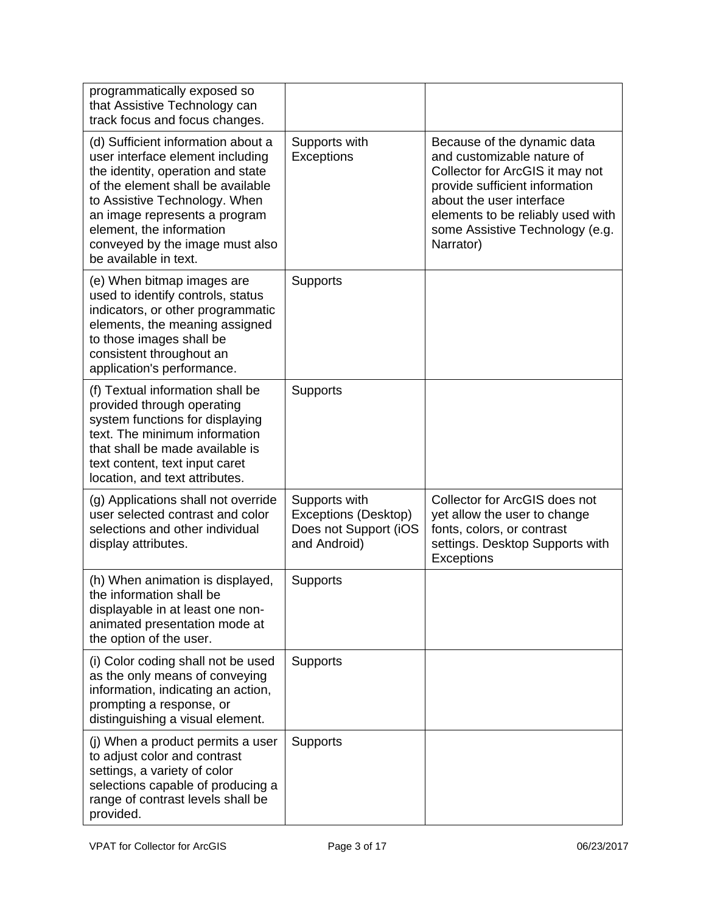| | | |
|---|---|---|
| programmatically exposed so that Assistive Technology can track focus and focus changes. | | |
| (d) Sufficient information about a user interface element including the identity, operation and state of the element shall be available to Assistive Technology. When an image represents a program element, the information conveyed by the image must also be available in text. | Supports with Exceptions | Because of the dynamic data and customizable nature of Collector for ArcGIS it may not provide sufficient information about the user interface elements to be reliably used with some Assistive Technology (e.g. Narrator) |
| (e) When bitmap images are used to identify controls, status indicators, or other programmatic elements, the meaning assigned to those images shall be consistent throughout an application's performance. | Supports | |
| (f) Textual information shall be provided through operating system functions for displaying text. The minimum information that shall be made available is text content, text input caret location, and text attributes. | Supports | |
| (g) Applications shall not override user selected contrast and color selections and other individual display attributes. | Supports with Exceptions (Desktop) Does not Support (iOS and Android) | Collector for ArcGIS does not yet allow the user to change fonts, colors, or contrast settings. Desktop Supports with Exceptions |
| (h) When animation is displayed, the information shall be displayable in at least one non-animated presentation mode at the option of the user. | Supports | |
| (i) Color coding shall not be used as the only means of conveying information, indicating an action, prompting a response, or distinguishing a visual element. | Supports | |
| (j) When a product permits a user to adjust color and contrast settings, a variety of color selections capable of producing a range of contrast levels shall be provided. | Supports | |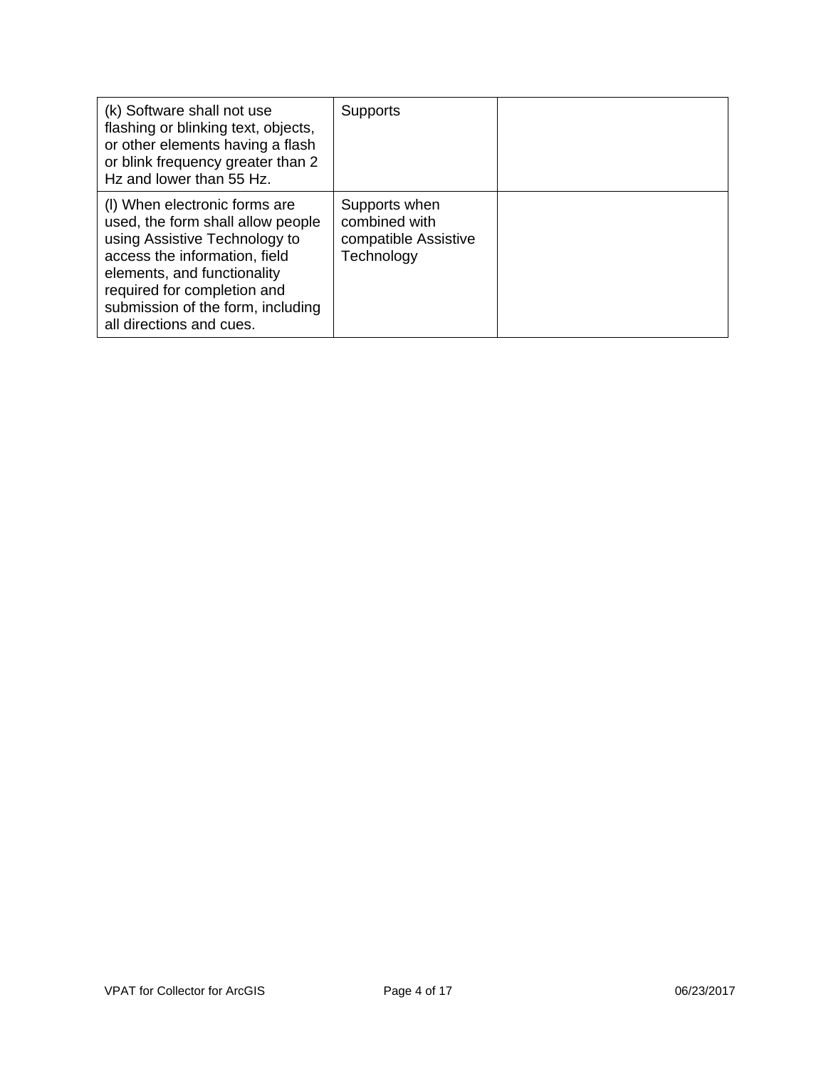| | | |
|---|---|---|
| (k) Software shall not use flashing or blinking text, objects, or other elements having a flash or blink frequency greater than 2 Hz and lower than 55 Hz. | Supports | |
| (l) When electronic forms are used, the form shall allow people using Assistive Technology to access the information, field elements, and functionality required for completion and submission of the form, including all directions and cues. | Supports when combined with compatible Assistive Technology | |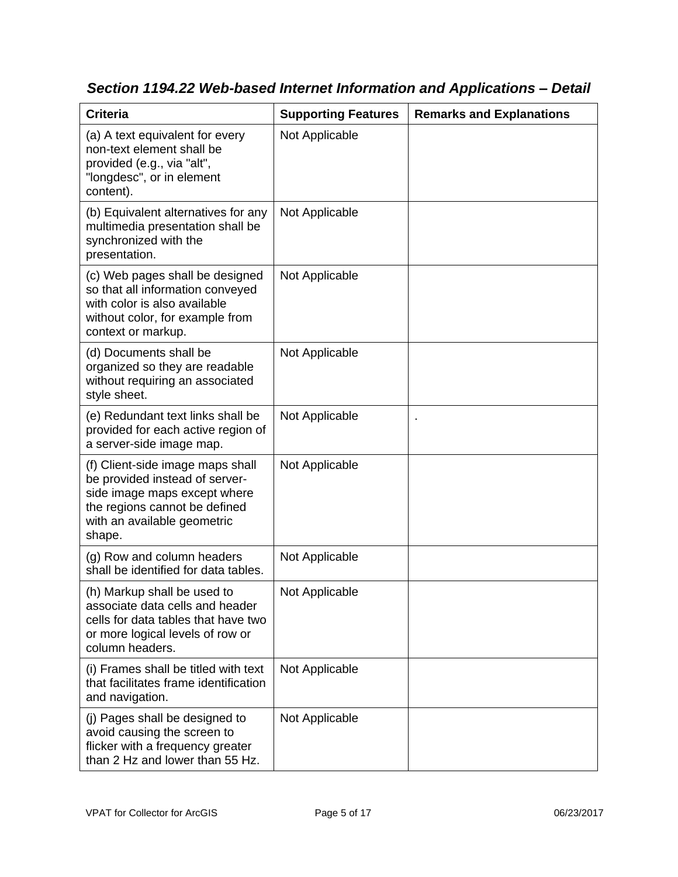## *Section 1194.22 Web-based Internet Information and Applications – Detail*

| Criteria | Supporting Features | Remarks and Explanations |
|---|---|---|
| (a) A text equivalent for every non-text element shall be provided (e.g., via "alt", "longdesc", or in element content). | Not Applicable | |
| (b) Equivalent alternatives for any multimedia presentation shall be synchronized with the presentation. | Not Applicable | |
| (c) Web pages shall be designed so that all information conveyed with color is also available without color, for example from context or markup. | Not Applicable | |
| (d) Documents shall be organized so they are readable without requiring an associated style sheet. | Not Applicable | |
| (e) Redundant text links shall be provided for each active region of a server-side image map. | Not Applicable | . |
| (f) Client-side image maps shall be provided instead of server-side image maps except where the regions cannot be defined with an available geometric shape. | Not Applicable | |
| (g) Row and column headers shall be identified for data tables. | Not Applicable | |
| (h) Markup shall be used to associate data cells and header cells for data tables that have two or more logical levels of row or column headers. | Not Applicable | |
| (i) Frames shall be titled with text that facilitates frame identification and navigation. | Not Applicable | |
| (j) Pages shall be designed to avoid causing the screen to flicker with a frequency greater than 2 Hz and lower than 55 Hz. | Not Applicable | |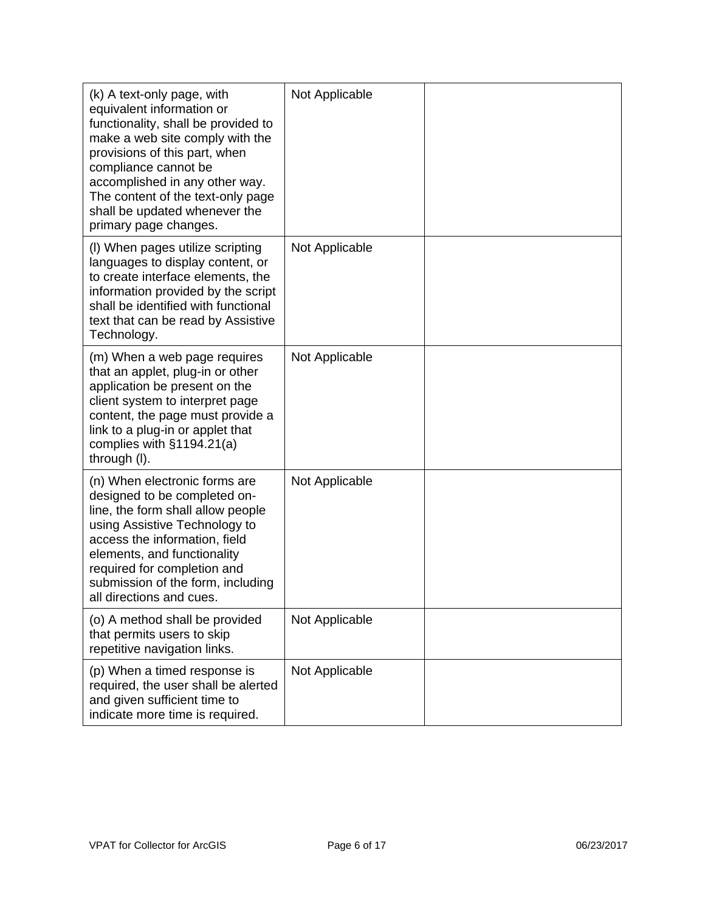| (k) A text-only page, with equivalent information or functionality, shall be provided to make a web site comply with the provisions of this part, when compliance cannot be accomplished in any other way. The content of the text-only page shall be updated whenever the primary page changes. | Not Applicable | |
|---|---|---|
| (l) When pages utilize scripting languages to display content, or to create interface elements, the information provided by the script shall be identified with functional text that can be read by Assistive Technology. | Not Applicable | |
| (m) When a web page requires that an applet, plug-in or other application be present on the client system to interpret page content, the page must provide a link to a plug-in or applet that complies with §1194.21(a) through (l). | Not Applicable | |
| (n) When electronic forms are designed to be completed on-line, the form shall allow people using Assistive Technology to access the information, field elements, and functionality required for completion and submission of the form, including all directions and cues. | Not Applicable | |
| (o) A method shall be provided that permits users to skip repetitive navigation links. | Not Applicable | |
| (p) When a timed response is required, the user shall be alerted and given sufficient time to indicate more time is required. | Not Applicable | |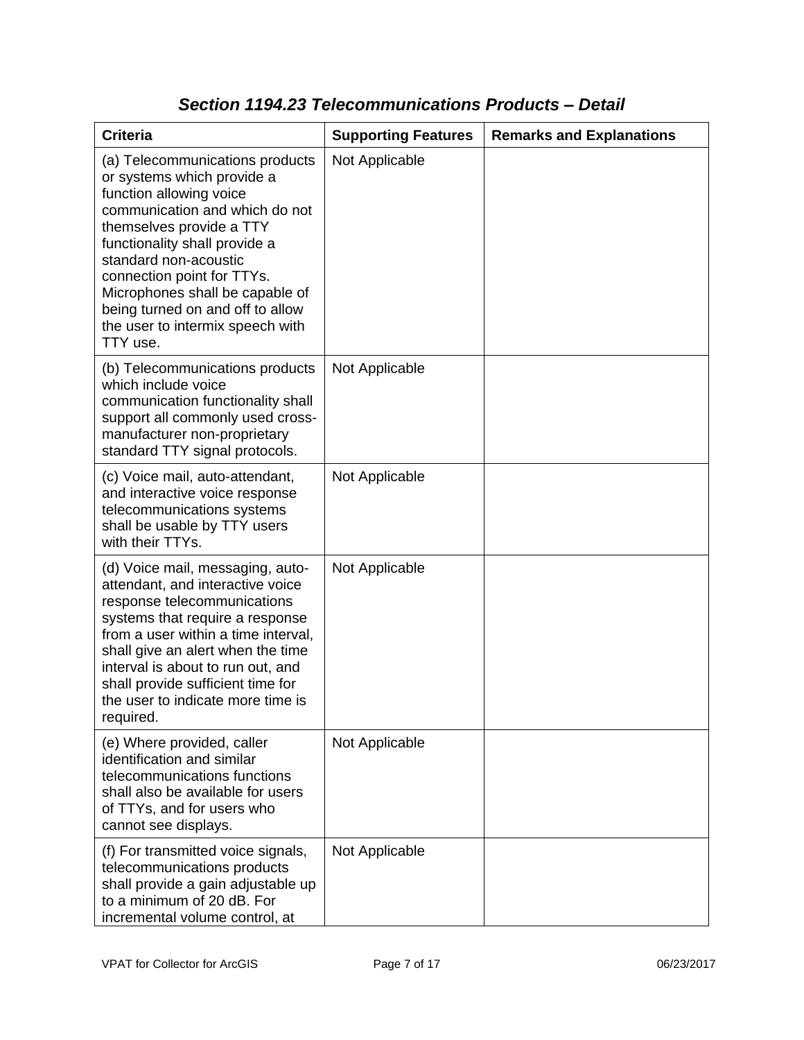### *Section 1194.23 Telecommunications Products – Detail*

| Criteria | Supporting Features | Remarks and Explanations |
|---|---|---|
| (a) Telecommunications products or systems which provide a function allowing voice communication and which do not themselves provide a TTY functionality shall provide a standard non-acoustic connection point for TTYs. Microphones shall be capable of being turned on and off to allow the user to intermix speech with TTY use. | Not Applicable | |
| (b) Telecommunications products which include voice communication functionality shall support all commonly used cross-manufacturer non-proprietary standard TTY signal protocols. | Not Applicable | |
| (c) Voice mail, auto-attendant, and interactive voice response telecommunications systems shall be usable by TTY users with their TTYs. | Not Applicable | |
| (d) Voice mail, messaging, auto-attendant, and interactive voice response telecommunications systems that require a response from a user within a time interval, shall give an alert when the time interval is about to run out, and shall provide sufficient time for the user to indicate more time is required. | Not Applicable | |
| (e) Where provided, caller identification and similar telecommunications functions shall also be available for users of TTYs, and for users who cannot see displays. | Not Applicable | |
| (f) For transmitted voice signals, telecommunications products shall provide a gain adjustable up to a minimum of 20 dB. For incremental volume control, at | Not Applicable | |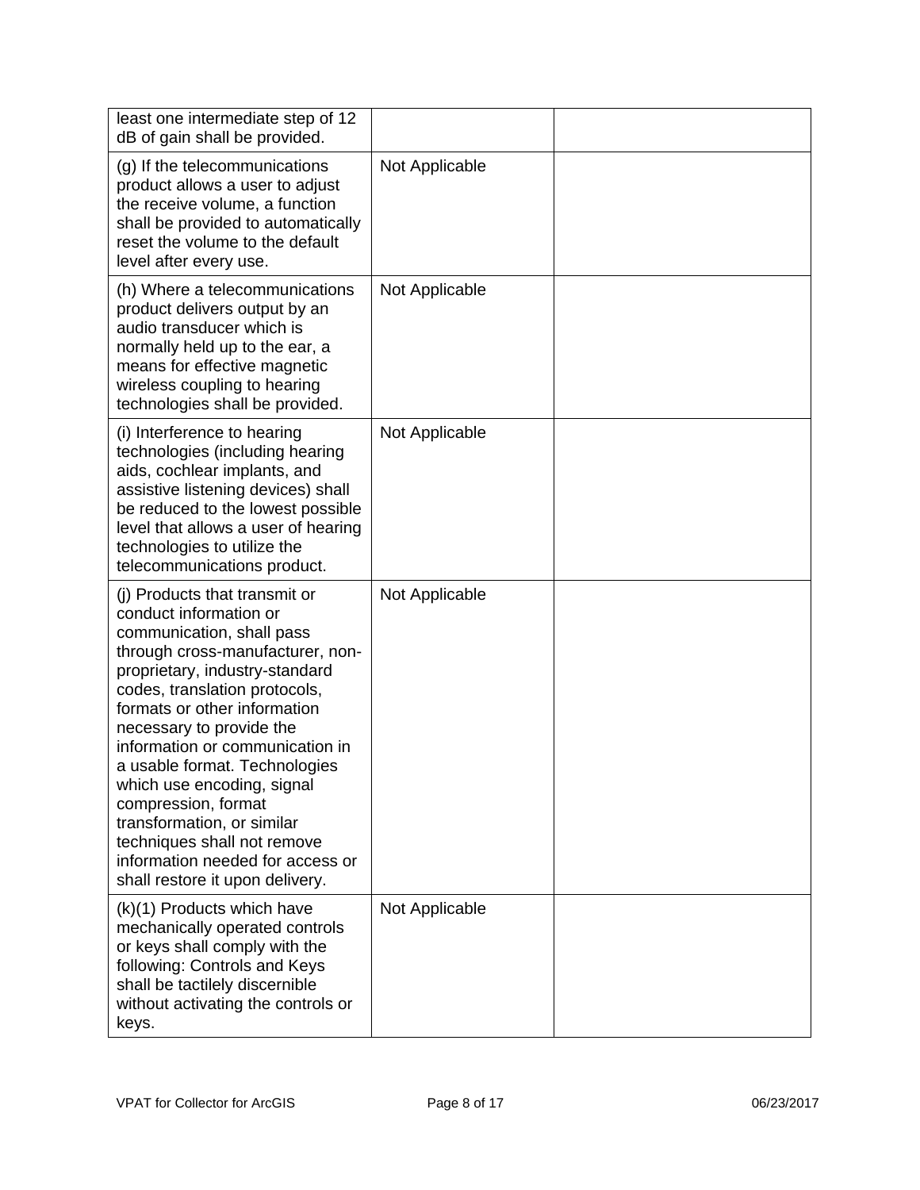| | | |
|---|---|---|
| least one intermediate step of 12 dB of gain shall be provided. | | |
| (g) If the telecommunications product allows a user to adjust the receive volume, a function shall be provided to automatically reset the volume to the default level after every use. | Not Applicable | |
| (h) Where a telecommunications product delivers output by an audio transducer which is normally held up to the ear, a means for effective magnetic wireless coupling to hearing technologies shall be provided. | Not Applicable | |
| (i) Interference to hearing technologies (including hearing aids, cochlear implants, and assistive listening devices) shall be reduced to the lowest possible level that allows a user of hearing technologies to utilize the telecommunications product. | Not Applicable | |
| (j) Products that transmit or conduct information or communication, shall pass through cross-manufacturer, non-proprietary, industry-standard codes, translation protocols, formats or other information necessary to provide the information or communication in a usable format. Technologies which use encoding, signal compression, format transformation, or similar techniques shall not remove information needed for access or shall restore it upon delivery. | Not Applicable | |
| (k)(1) Products which have mechanically operated controls or keys shall comply with the following: Controls and Keys shall be tactilely discernible without activating the controls or keys. | Not Applicable | |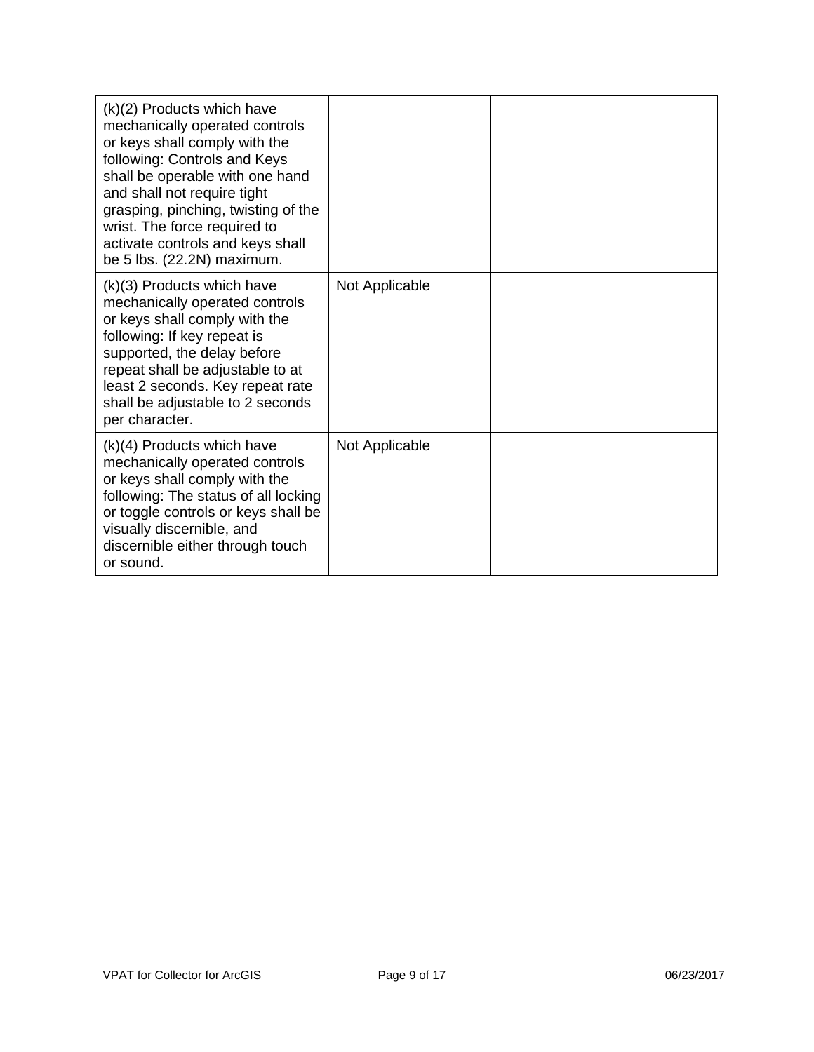| | | |
|---|---|---|
| (k)(2) Products which have mechanically operated controls or keys shall comply with the following: Controls and Keys shall be operable with one hand and shall not require tight grasping, pinching, twisting of the wrist. The force required to activate controls and keys shall be 5 lbs. (22.2N) maximum. | | |
| (k)(3) Products which have mechanically operated controls or keys shall comply with the following: If key repeat is supported, the delay before repeat shall be adjustable to at least 2 seconds. Key repeat rate shall be adjustable to 2 seconds per character. | Not Applicable | |
| (k)(4) Products which have mechanically operated controls or keys shall comply with the following: The status of all locking or toggle controls or keys shall be visually discernible, and discernible either through touch or sound. | Not Applicable | |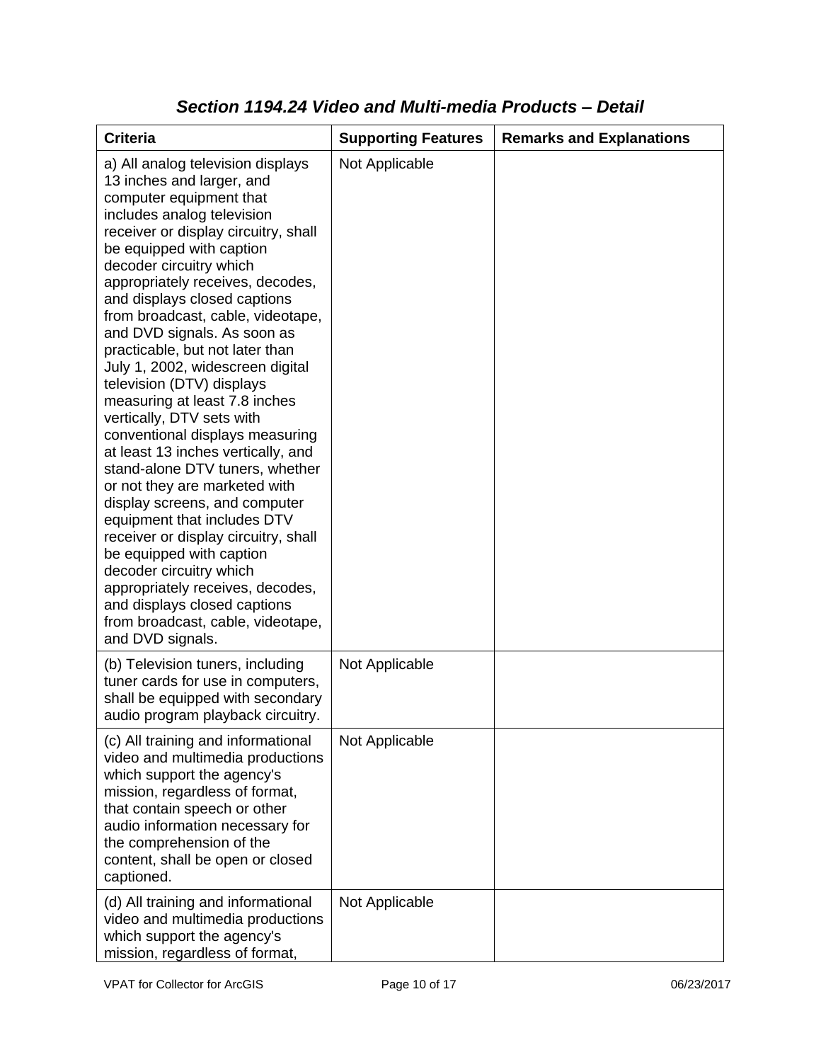## *Section 1194.24 Video and Multi-media Products – Detail*

| Criteria | Supporting Features | Remarks and Explanations |
|---|---|---|
| a) All analog television displays 13 inches and larger, and computer equipment that includes analog television receiver or display circuitry, shall be equipped with caption decoder circuitry which appropriately receives, decodes, and displays closed captions from broadcast, cable, videotape, and DVD signals. As soon as practicable, but not later than July 1, 2002, widescreen digital television (DTV) displays measuring at least 7.8 inches vertically, DTV sets with conventional displays measuring at least 13 inches vertically, and stand-alone DTV tuners, whether or not they are marketed with display screens, and computer equipment that includes DTV receiver or display circuitry, shall be equipped with caption decoder circuitry which appropriately receives, decodes, and displays closed captions from broadcast, cable, videotape, and DVD signals. | Not Applicable | |
| (b) Television tuners, including tuner cards for use in computers, shall be equipped with secondary audio program playback circuitry. | Not Applicable | |
| (c) All training and informational video and multimedia productions which support the agency's mission, regardless of format, that contain speech or other audio information necessary for the comprehension of the content, shall be open or closed captioned. | Not Applicable | |
| (d) All training and informational video and multimedia productions which support the agency's mission, regardless of format, | Not Applicable | |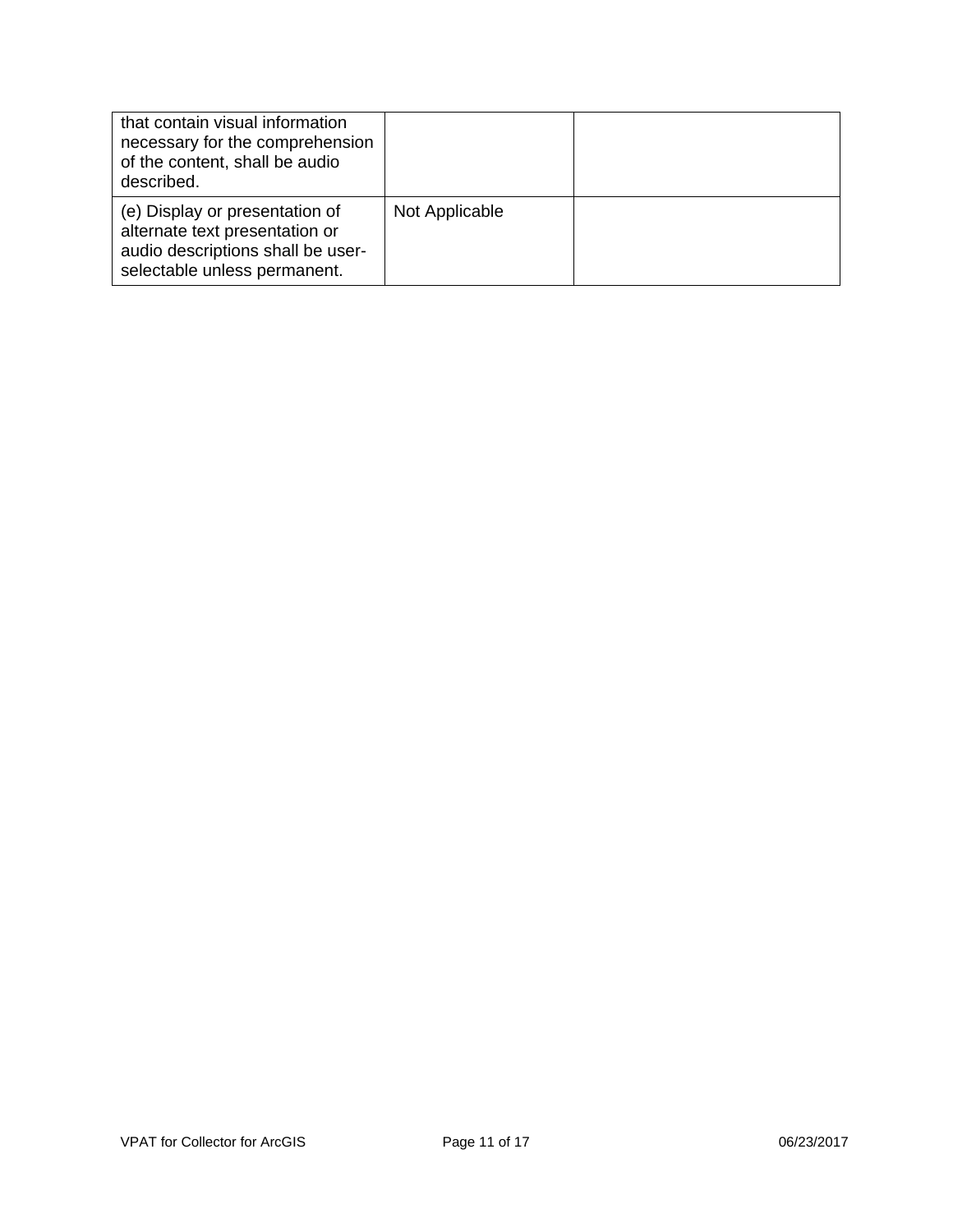| | | |
|---|---|---|
| that contain visual information necessary for the comprehension of the content, shall be audio described. | | |
| (e) Display or presentation of alternate text presentation or audio descriptions shall be user-selectable unless permanent. | Not Applicable | |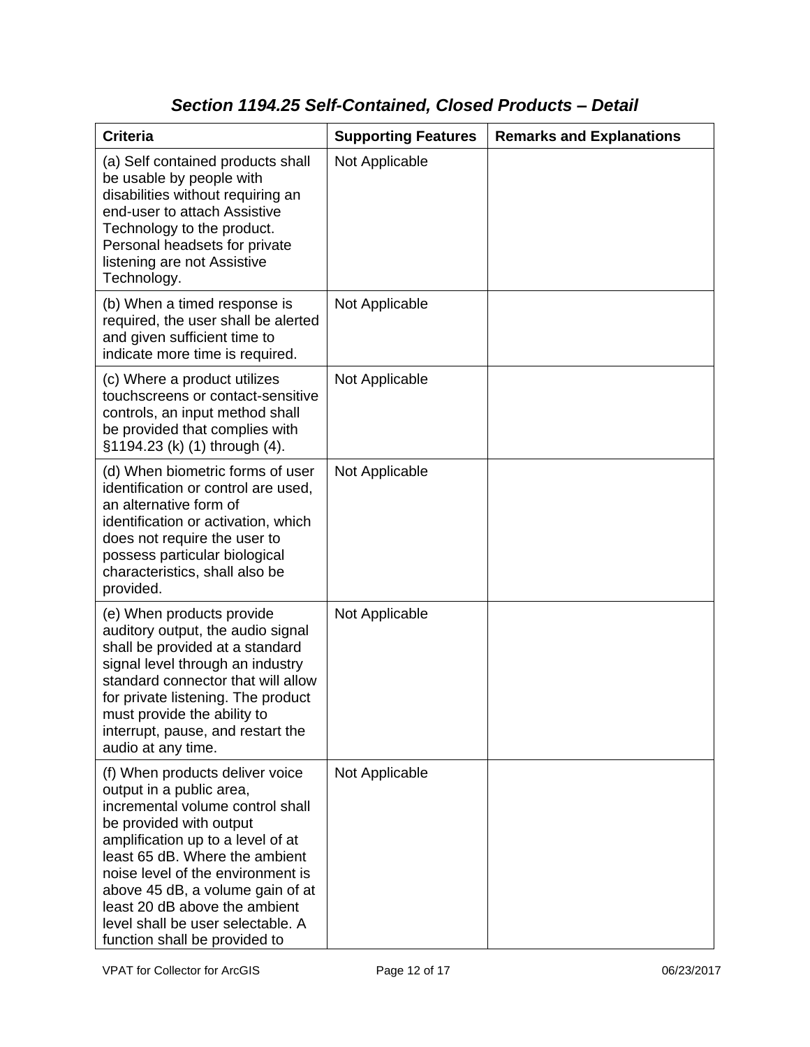### *Section 1194.25 Self-Contained, Closed Products – Detail*

| Criteria | Supporting Features | Remarks and Explanations |
|---|---|---|
| (a) Self contained products shall be usable by people with disabilities without requiring an end-user to attach Assistive Technology to the product. Personal headsets for private listening are not Assistive Technology. | Not Applicable | |
| (b) When a timed response is required, the user shall be alerted and given sufficient time to indicate more time is required. | Not Applicable | |
| (c) Where a product utilizes touchscreens or contact-sensitive controls, an input method shall be provided that complies with §1194.23 (k) (1) through (4). | Not Applicable | |
| (d) When biometric forms of user identification or control are used, an alternative form of identification or activation, which does not require the user to possess particular biological characteristics, shall also be provided. | Not Applicable | |
| (e) When products provide auditory output, the audio signal shall be provided at a standard signal level through an industry standard connector that will allow for private listening. The product must provide the ability to interrupt, pause, and restart the audio at any time. | Not Applicable | |
| (f) When products deliver voice output in a public area, incremental volume control shall be provided with output amplification up to a level of at least 65 dB. Where the ambient noise level of the environment is above 45 dB, a volume gain of at least 20 dB above the ambient level shall be user selectable. A function shall be provided to | Not Applicable | |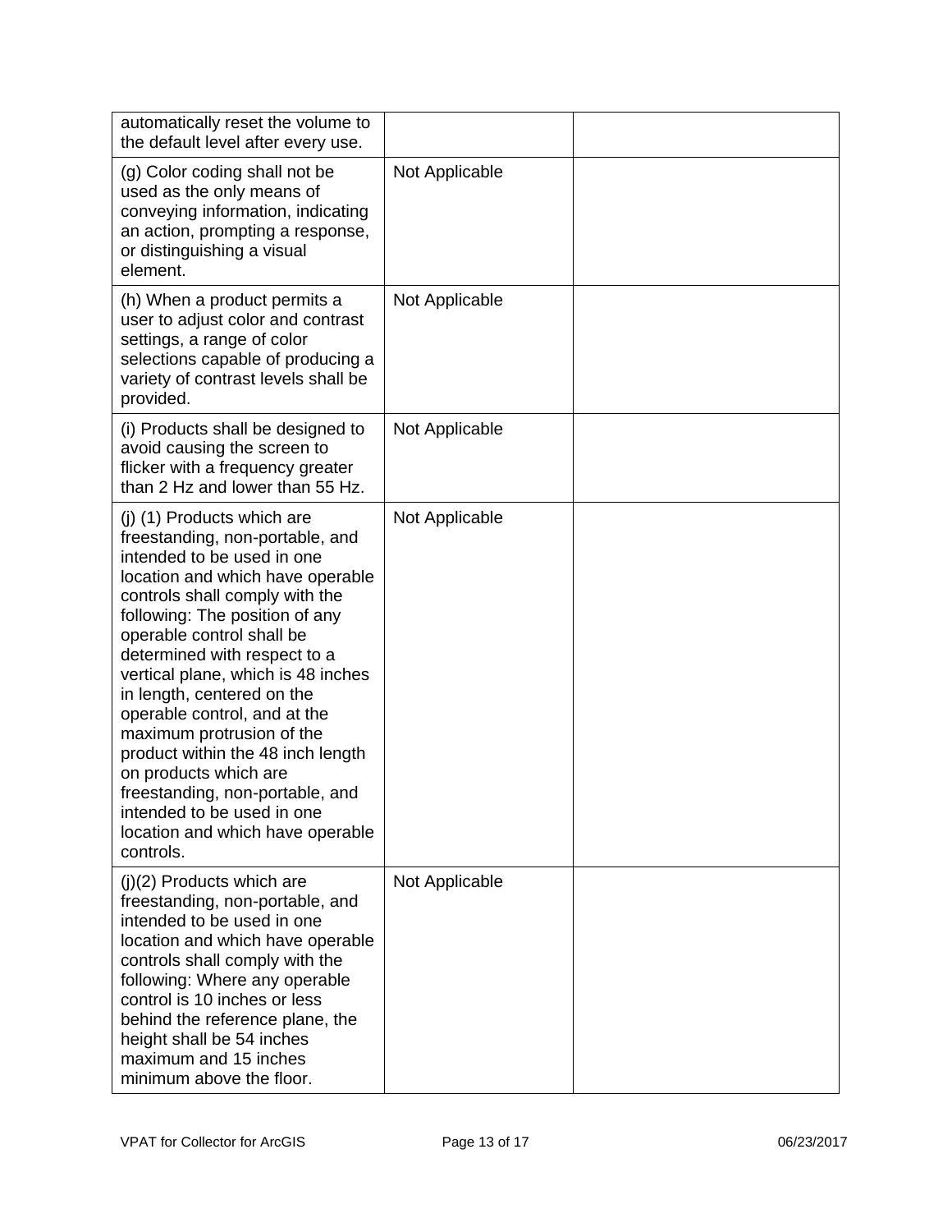| | | |
|---|---|---|
| automatically reset the volume to the default level after every use. | | |
| (g) Color coding shall not be used as the only means of conveying information, indicating an action, prompting a response, or distinguishing a visual element. | Not Applicable | |
| (h) When a product permits a user to adjust color and contrast settings, a range of color selections capable of producing a variety of contrast levels shall be provided. | Not Applicable | |
| (i) Products shall be designed to avoid causing the screen to flicker with a frequency greater than 2 Hz and lower than 55 Hz. | Not Applicable | |
| (j) (1) Products which are freestanding, non-portable, and intended to be used in one location and which have operable controls shall comply with the following: The position of any operable control shall be determined with respect to a vertical plane, which is 48 inches in length, centered on the operable control, and at the maximum protrusion of the product within the 48 inch length on products which are freestanding, non-portable, and intended to be used in one location and which have operable controls. | Not Applicable | |
| (j)(2) Products which are freestanding, non-portable, and intended to be used in one location and which have operable controls shall comply with the following: Where any operable control is 10 inches or less behind the reference plane, the height shall be 54 inches maximum and 15 inches minimum above the floor. | Not Applicable | |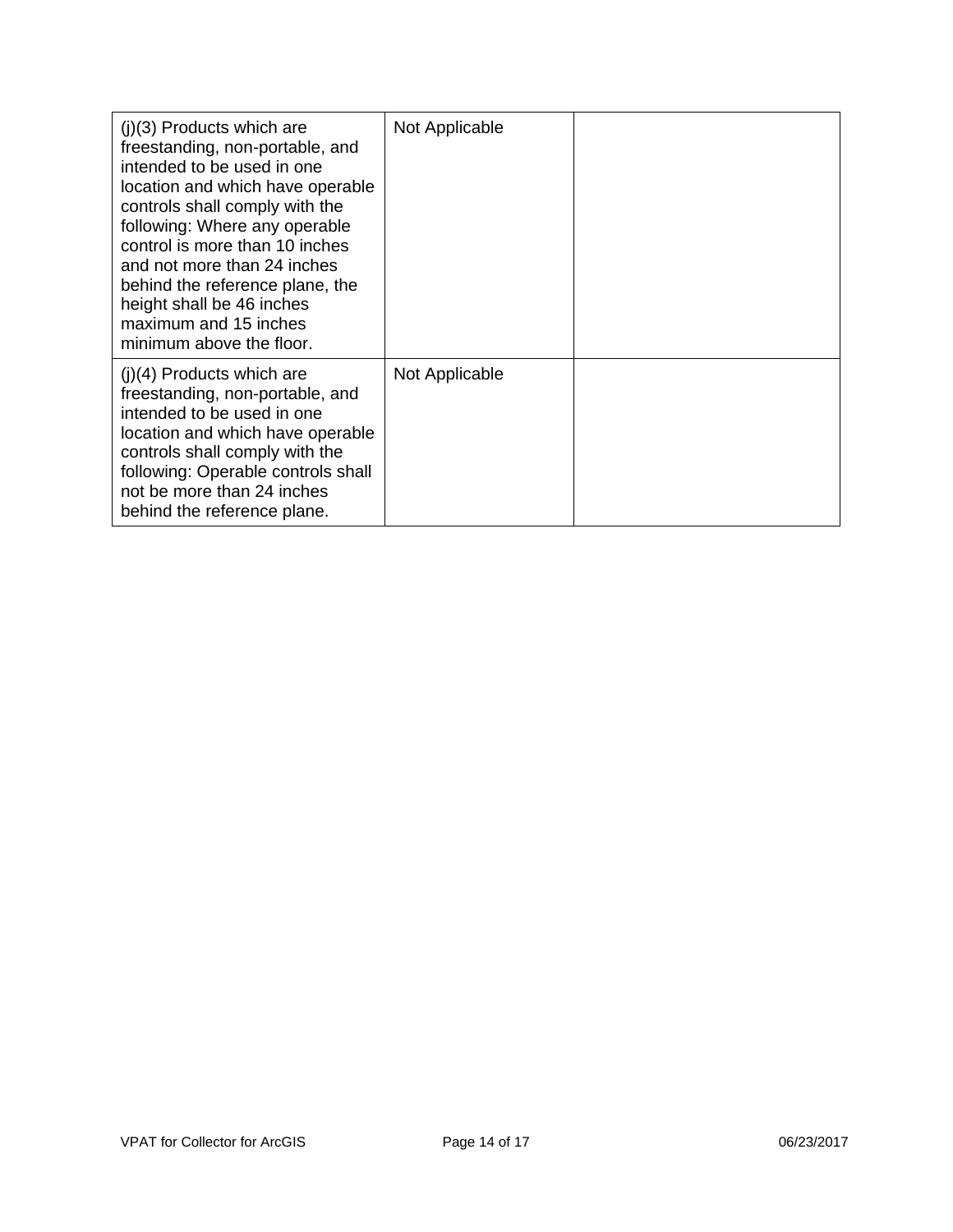| | | |
|---|---|---|
| (j)(3) Products which are freestanding, non-portable, and intended to be used in one location and which have operable controls shall comply with the following: Where any operable control is more than 10 inches and not more than 24 inches behind the reference plane, the height shall be 46 inches maximum and 15 inches minimum above the floor. | Not Applicable | |
| (j)(4) Products which are freestanding, non-portable, and intended to be used in one location and which have operable controls shall comply with the following: Operable controls shall not be more than 24 inches behind the reference plane. | Not Applicable | |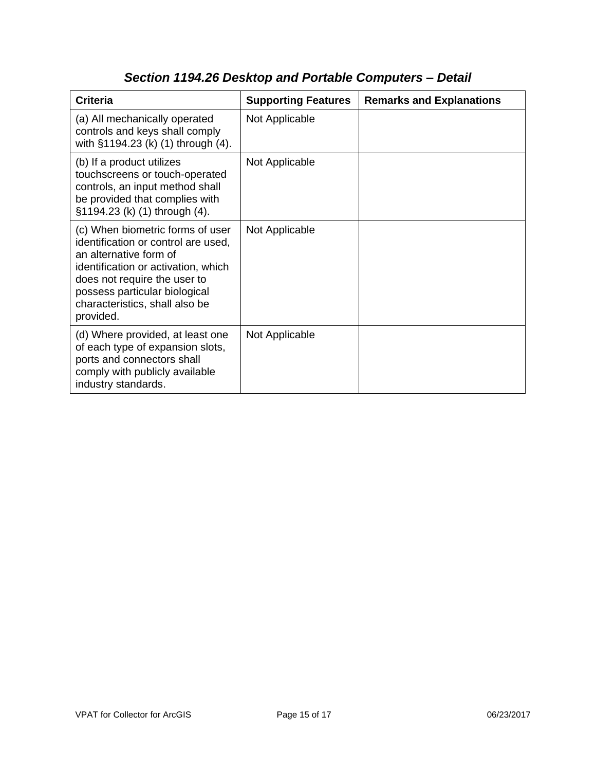## *Section 1194.26 Desktop and Portable Computers – Detail*

| Criteria | Supporting Features | Remarks and Explanations |
|---|---|---|
| (a) All mechanically operated controls and keys shall comply with §1194.23 (k) (1) through (4). | Not Applicable | |
| (b) If a product utilizes touchscreens or touch-operated controls, an input method shall be provided that complies with §1194.23 (k) (1) through (4). | Not Applicable | |
| (c) When biometric forms of user identification or control are used, an alternative form of identification or activation, which does not require the user to possess particular biological characteristics, shall also be provided. | Not Applicable | |
| (d) Where provided, at least one of each type of expansion slots, ports and connectors shall comply with publicly available industry standards. | Not Applicable | |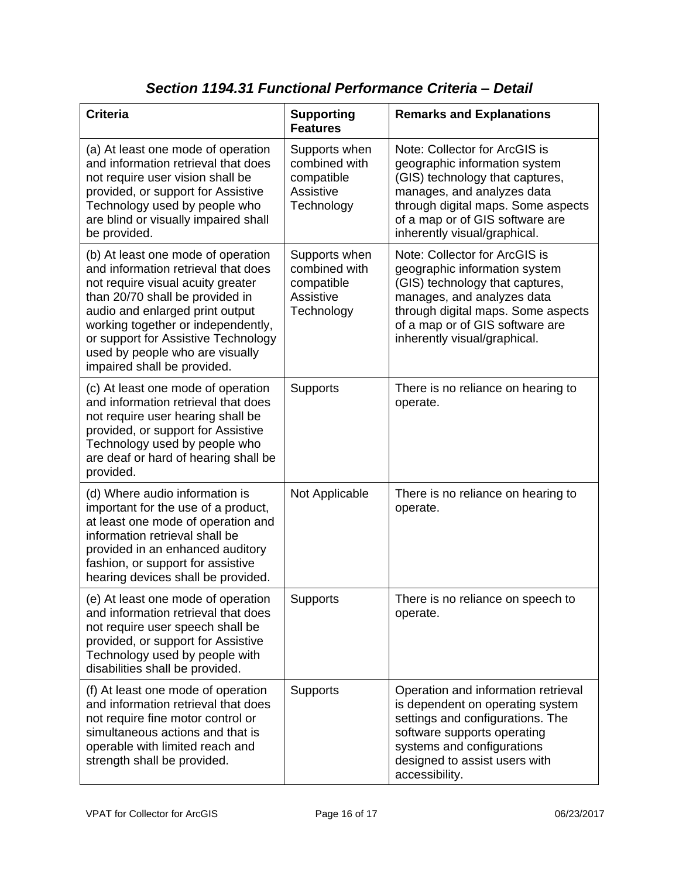### *Section 1194.31 Functional Performance Criteria – Detail*

| Criteria | Supporting Features | Remarks and Explanations |
|---|---|---|
| (a) At least one mode of operation and information retrieval that does not require user vision shall be provided, or support for Assistive Technology used by people who are blind or visually impaired shall be provided. | Supports when combined with compatible Assistive Technology | Note: Collector for ArcGIS is geographic information system (GIS) technology that captures, manages, and analyzes data through digital maps. Some aspects of a map or of GIS software are inherently visual/graphical. |
| (b) At least one mode of operation and information retrieval that does not require visual acuity greater than 20/70 shall be provided in audio and enlarged print output working together or independently, or support for Assistive Technology used by people who are visually impaired shall be provided. | Supports when combined with compatible Assistive Technology | Note: Collector for ArcGIS is geographic information system (GIS) technology that captures, manages, and analyzes data through digital maps. Some aspects of a map or of GIS software are inherently visual/graphical. |
| (c) At least one mode of operation and information retrieval that does not require user hearing shall be provided, or support for Assistive Technology used by people who are deaf or hard of hearing shall be provided. | Supports | There is no reliance on hearing to operate. |
| (d) Where audio information is important for the use of a product, at least one mode of operation and information retrieval shall be provided in an enhanced auditory fashion, or support for assistive hearing devices shall be provided. | Not Applicable | There is no reliance on hearing to operate. |
| (e) At least one mode of operation and information retrieval that does not require user speech shall be provided, or support for Assistive Technology used by people with disabilities shall be provided. | Supports | There is no reliance on speech to operate. |
| (f) At least one mode of operation and information retrieval that does not require fine motor control or simultaneous actions and that is operable with limited reach and strength shall be provided. | Supports | Operation and information retrieval is dependent on operating system settings and configurations. The software supports operating systems and configurations designed to assist users with accessibility. |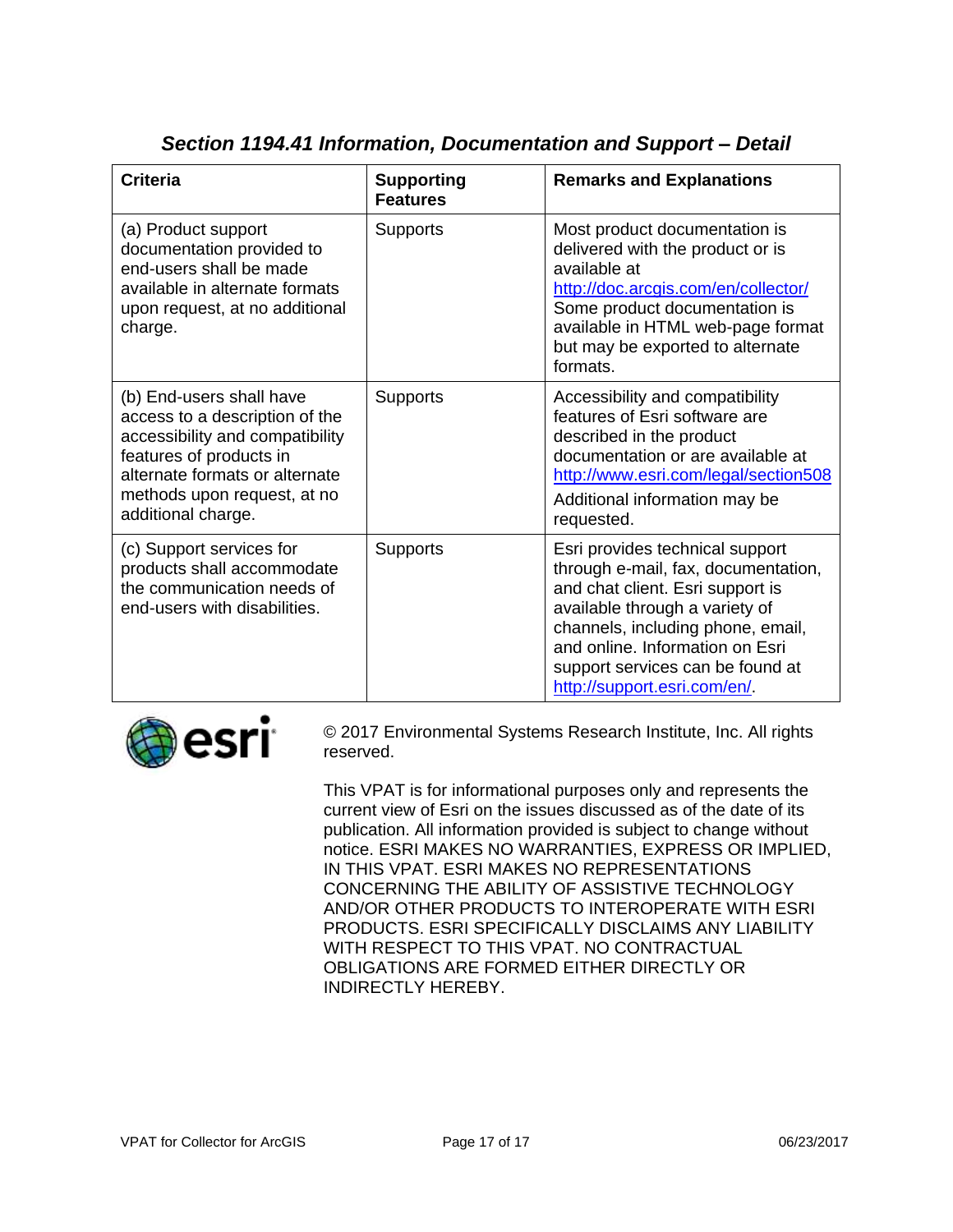### *Section 1194.41 Information, Documentation and Support – Detail*

| Criteria | Supporting Features | Remarks and Explanations |
| --- | --- | --- |
| (a) Product support documentation provided to end-users shall be made available in alternate formats upon request, at no additional charge. | Supports | Most product documentation is delivered with the product or is available at http://doc.arcgis.com/en/collector/ Some product documentation is available in HTML web-page format but may be exported to alternate formats. |
| (b) End-users shall have access to a description of the accessibility and compatibility features of products in alternate formats or alternate methods upon request, at no additional charge. | Supports | Accessibility and compatibility features of Esri software are described in the product documentation or are available at http://www.esri.com/legal/section508 Additional information may be requested. |
| (c) Support services for products shall accommodate the communication needs of end-users with disabilities. | Supports | Esri provides technical support through e-mail, fax, documentation, and chat client. Esri support is available through a variety of channels, including phone, email, and online. Information on Esri support services can be found at http://support.esri.com/en/. |

© 2017 Environmental Systems Research Institute, Inc. All rights reserved.

This VPAT is for informational purposes only and represents the current view of Esri on the issues discussed as of the date of its publication. All information provided is subject to change without notice. ESRI MAKES NO WARRANTIES, EXPRESS OR IMPLIED, IN THIS VPAT. ESRI MAKES NO REPRESENTATIONS CONCERNING THE ABILITY OF ASSISTIVE TECHNOLOGY AND/OR OTHER PRODUCTS TO INTEROPERATE WITH ESRI PRODUCTS. ESRI SPECIFICALLY DISCLAIMS ANY LIABILITY WITH RESPECT TO THIS VPAT. NO CONTRACTUAL OBLIGATIONS ARE FORMED EITHER DIRECTLY OR INDIRECTLY HEREBY.